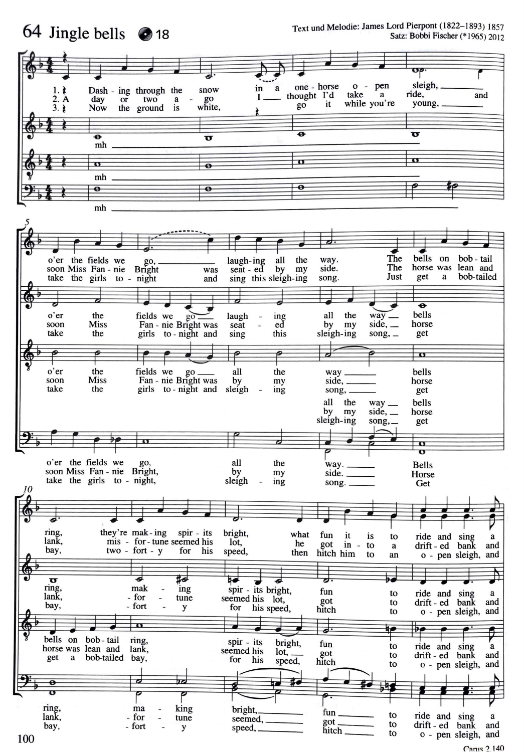# 64 Jingle bells 18

Text und Melodie: James Lord Pierpont (1822–1893) 1857
Satz: Bobbi Fischer (*1965) 2012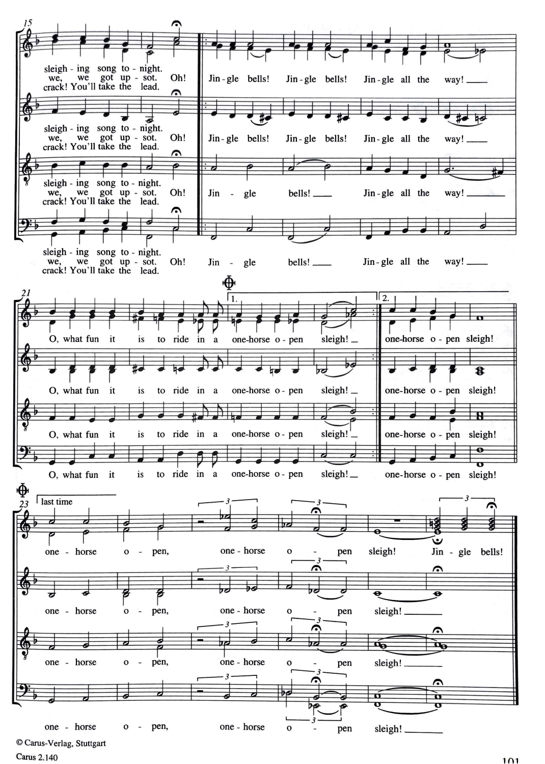15

sleigh - ing song to - night.
we, we got up - sot. Oh!
crack! You'll take the lead.

Jin - gle bells! Jin - gle bells! Jin - gle all the way!

21

O, what fun it is to ride in a one-horse o - pen sleigh!

1. 2.

one-horse o - pen sleigh!

23 last time

one - horse o - pen, one - horse o - pen sleigh! Jin - gle bells!

© Carus-Verlag, Stuttgart
Carus 2.140